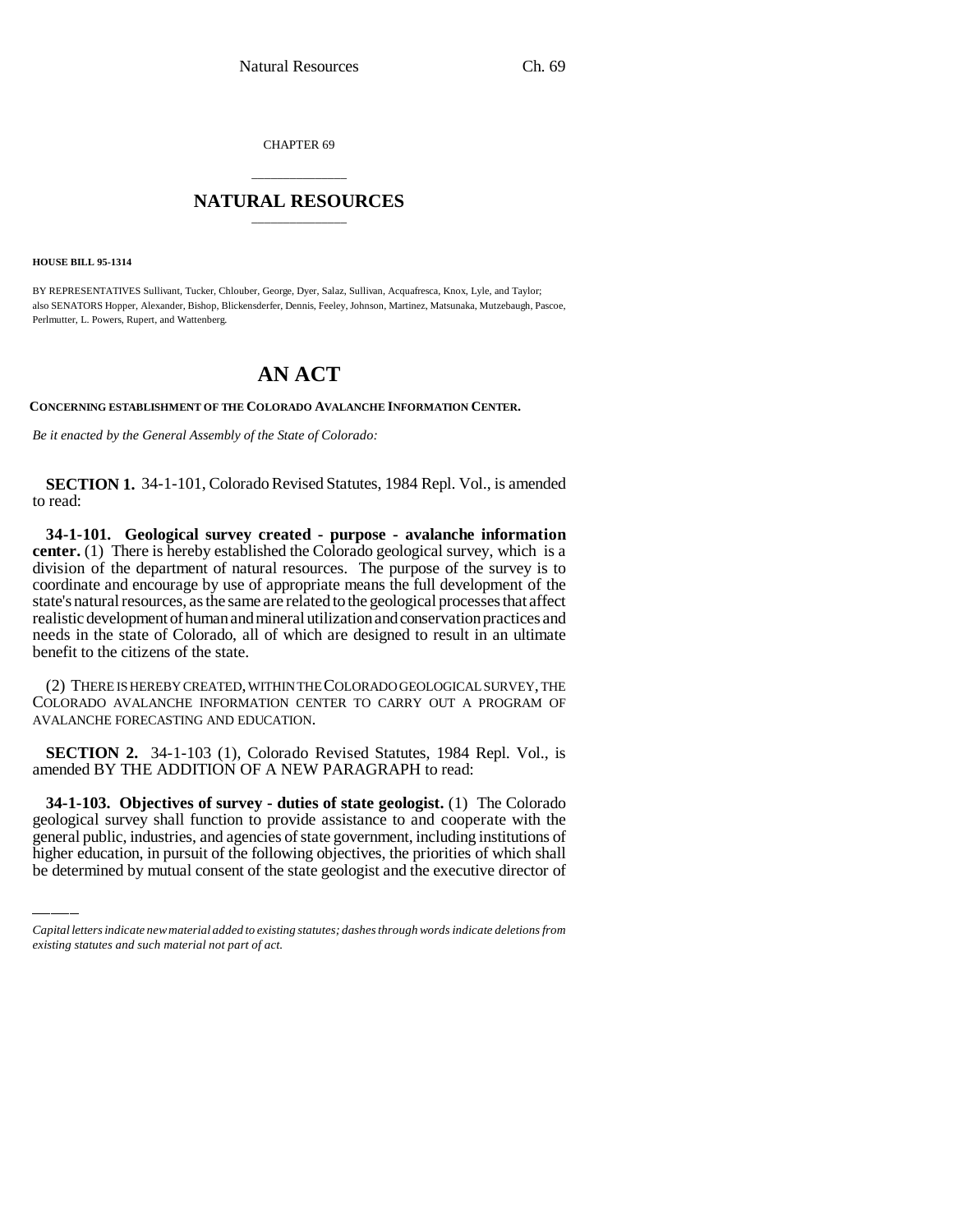CHAPTER 69

# NATURAL RESOURCES

**HOUSE BILL 95-1314**

BY REPRESENTATIVES Sullivant, Tucker, Chlouber, George, Dyer, Salaz, Sullivan, Acquafresca, Knox, Lyle, and Taylor; also SENATORS Hopper, Alexander, Bishop, Blickensderfer, Dennis, Feeley, Johnson, Martinez, Matsunaka, Mutzebaugh, Pascoe, Perlmutter, L. Powers, Rupert, and Wattenberg.

# AN ACT

**CONCERNING ESTABLISHMENT OF THE COLORADO AVALANCHE INFORMATION CENTER.**

*Be it enacted by the General Assembly of the State of Colorado:*

**SECTION 1.** 34-1-101, Colorado Revised Statutes, 1984 Repl. Vol., is amended to read:

**34-1-101. Geological survey created - purpose - avalanche information center.** (1) There is hereby established the Colorado geological survey, which is a division of the department of natural resources. The purpose of the survey is to coordinate and encourage by use of appropriate means the full development of the state's natural resources, as the same are related to the geological processes that affect realistic development of human and mineral utilization and conservation practices and needs in the state of Colorado, all of which are designed to result in an ultimate benefit to the citizens of the state.

(2) THERE IS HEREBY CREATED, WITHIN THE COLORADO GEOLOGICAL SURVEY, THE COLORADO AVALANCHE INFORMATION CENTER TO CARRY OUT A PROGRAM OF AVALANCHE FORECASTING AND EDUCATION.

**SECTION 2.** 34-1-103 (1), Colorado Revised Statutes, 1984 Repl. Vol., is amended BY THE ADDITION OF A NEW PARAGRAPH to read:

**34-1-103. Objectives of survey - duties of state geologist.** (1) The Colorado geological survey shall function to provide assistance to and cooperate with the general public, industries, and agencies of state government, including institutions of higher education, in pursuit of the following objectives, the priorities of which shall be determined by mutual consent of the state geologist and the executive director of

*Capital letters indicate new material added to existing statutes; dashes through words indicate deletions from existing statutes and such material not part of act.*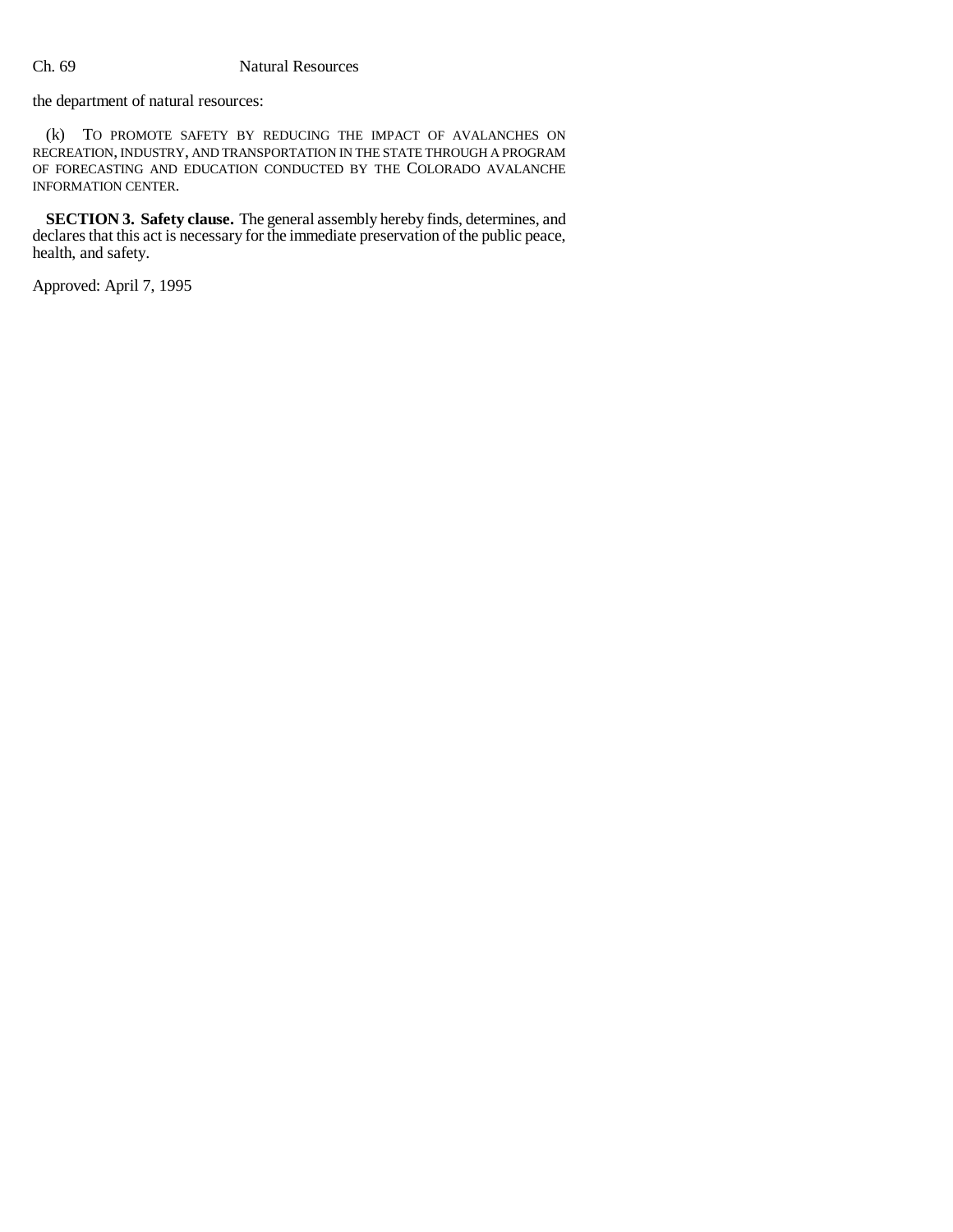the department of natural resources:

(k) TO PROMOTE SAFETY BY REDUCING THE IMPACT OF AVALANCHES ON RECREATION, INDUSTRY, AND TRANSPORTATION IN THE STATE THROUGH A PROGRAM OF FORECASTING AND EDUCATION CONDUCTED BY THE COLORADO AVALANCHE INFORMATION CENTER.

**SECTION 3. Safety clause.** The general assembly hereby finds, determines, and declares that this act is necessary for the immediate preservation of the public peace, health, and safety.

Approved: April 7, 1995